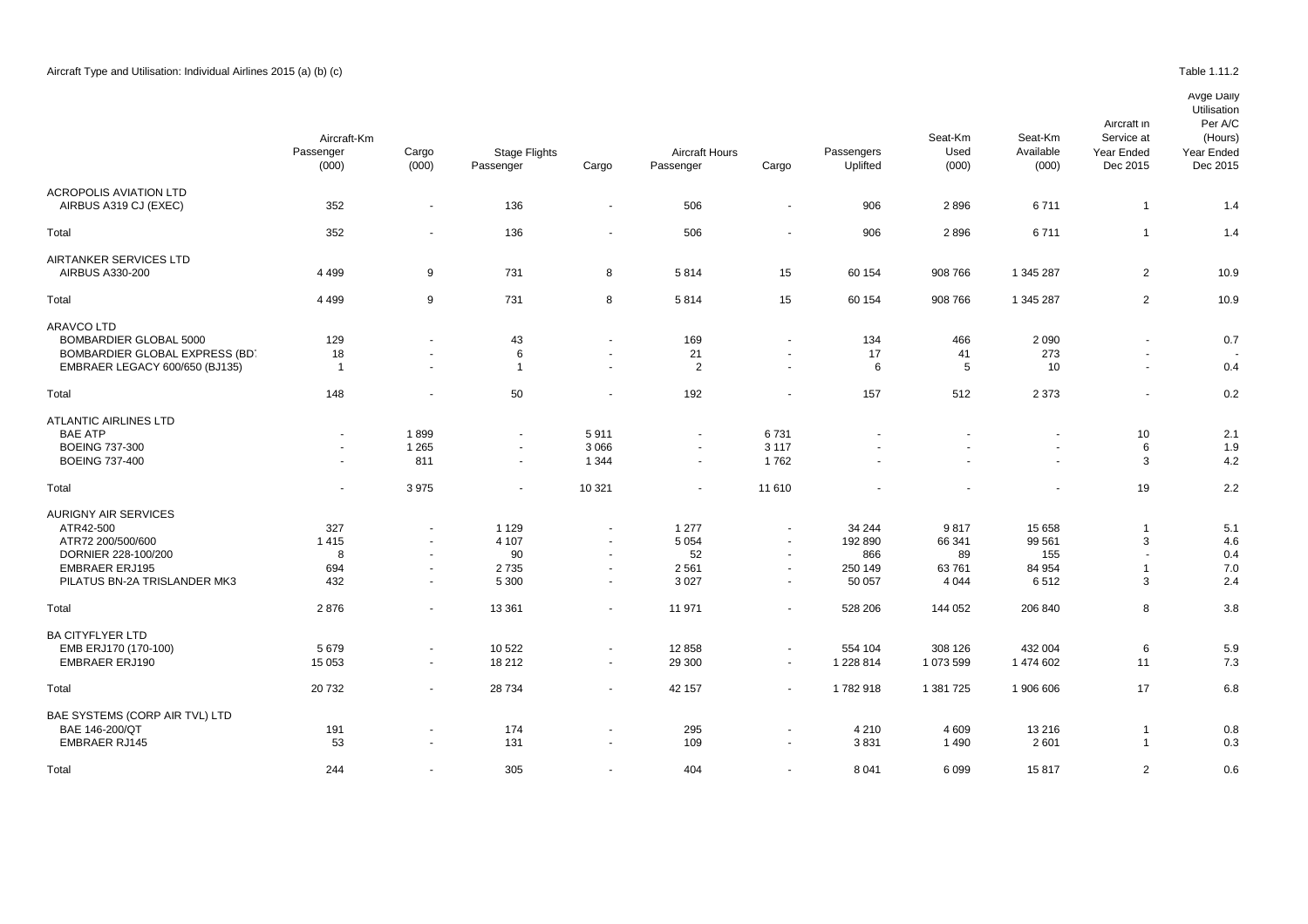Aircraft Type and Utilisation: Individual Airlines 2015 (a) (b) (c)

Table 1.11.2

| | Aircraft-Km Passenger (000) | Aircraft-Km Cargo (000) | Stage Flights Passenger | Stage Flights Cargo | Aircraft Hours Passenger | Aircraft Hours Cargo | Passengers Uplifted | Seat-Km Used (000) | Seat-Km Available (000) | Aircraft in Service at Year Ended Dec 2015 | Avge Daily Utilisation Per A/C (Hours) Year Ended Dec 2015 |
|---|---|---|---|---|---|---|---|---|---|---|---|
| ACROPOLIS AVIATION LTD | | | | | | | | | | | |
| AIRBUS A319 CJ (EXEC) | 352 | - | 136 | - | 506 | - | 906 | 2 896 | 6 711 | 1 | 1.4 |
| Total | 352 | - | 136 | - | 506 | - | 906 | 2 896 | 6 711 | 1 | 1.4 |
| AIRTANKER SERVICES LTD | | | | | | | | | | | |
| AIRBUS A330-200 | 4 499 | 9 | 731 | 8 | 5 814 | 15 | 60 154 | 908 766 | 1 345 287 | 2 | 10.9 |
| Total | 4 499 | 9 | 731 | 8 | 5 814 | 15 | 60 154 | 908 766 | 1 345 287 | 2 | 10.9 |
| ARAVCO LTD | | | | | | | | | | | |
| BOMBARDIER GLOBAL 5000 | 129 | - | 43 | - | 169 | - | 134 | 466 | 2 090 | - | 0.7 |
| BOMBARDIER GLOBAL EXPRESS (BD | 18 | - | 6 | - | 21 | - | 17 | 41 | 273 | - | - |
| EMBRAER LEGACY 600/650 (BJ135) | 1 | - | 1 | - | 2 | - | 6 | 5 | 10 | - | 0.4 |
| Total | 148 | - | 50 | - | 192 | - | 157 | 512 | 2 373 | - | 0.2 |
| ATLANTIC AIRLINES LTD | | | | | | | | | | | |
| BAE ATP | - | 1 899 | - | 5 911 | - | 6 731 | - | - | - | 10 | 2.1 |
| BOEING 737-300 | - | 1 265 | - | 3 066 | - | 3 117 | - | - | - | 6 | 1.9 |
| BOEING 737-400 | - | 811 | - | 1 344 | - | 1 762 | - | - | - | 3 | 4.2 |
| Total | - | 3 975 | - | 10 321 | - | 11 610 | - | - | - | 19 | 2.2 |
| AURIGNY AIR SERVICES | | | | | | | | | | | |
| ATR42-500 | 327 | - | 1 129 | - | 1 277 | - | 34 244 | 9 817 | 15 658 | 1 | 5.1 |
| ATR72 200/500/600 | 1 415 | - | 4 107 | - | 5 054 | - | 192 890 | 66 341 | 99 561 | 3 | 4.6 |
| DORNIER 228-100/200 | 8 | - | 90 | - | 52 | - | 866 | 89 | 155 | - | 0.4 |
| EMBRAER ERJ195 | 694 | - | 2 735 | - | 2 561 | - | 250 149 | 63 761 | 84 954 | 1 | 7.0 |
| PILATUS BN-2A TRISLANDER MK3 | 432 | - | 5 300 | - | 3 027 | - | 50 057 | 4 044 | 6 512 | 3 | 2.4 |
| Total | 2 876 | - | 13 361 | - | 11 971 | - | 528 206 | 144 052 | 206 840 | 8 | 3.8 |
| BA CITYFLYER LTD | | | | | | | | | | | |
| EMB ERJ170 (170-100) | 5 679 | - | 10 522 | - | 12 858 | - | 554 104 | 308 126 | 432 004 | 6 | 5.9 |
| EMBRAER ERJ190 | 15 053 | - | 18 212 | - | 29 300 | - | 1 228 814 | 1 073 599 | 1 474 602 | 11 | 7.3 |
| Total | 20 732 | - | 28 734 | - | 42 157 | - | 1 782 918 | 1 381 725 | 1 906 606 | 17 | 6.8 |
| BAE SYSTEMS (CORP AIR TVL) LTD | | | | | | | | | | | |
| BAE 146-200/QT | 191 | - | 174 | - | 295 | - | 4 210 | 4 609 | 13 216 | 1 | 0.8 |
| EMBRAER RJ145 | 53 | - | 131 | - | 109 | - | 3 831 | 1 490 | 2 601 | 1 | 0.3 |
| Total | 244 | - | 305 | - | 404 | - | 8 041 | 6 099 | 15 817 | 2 | 0.6 |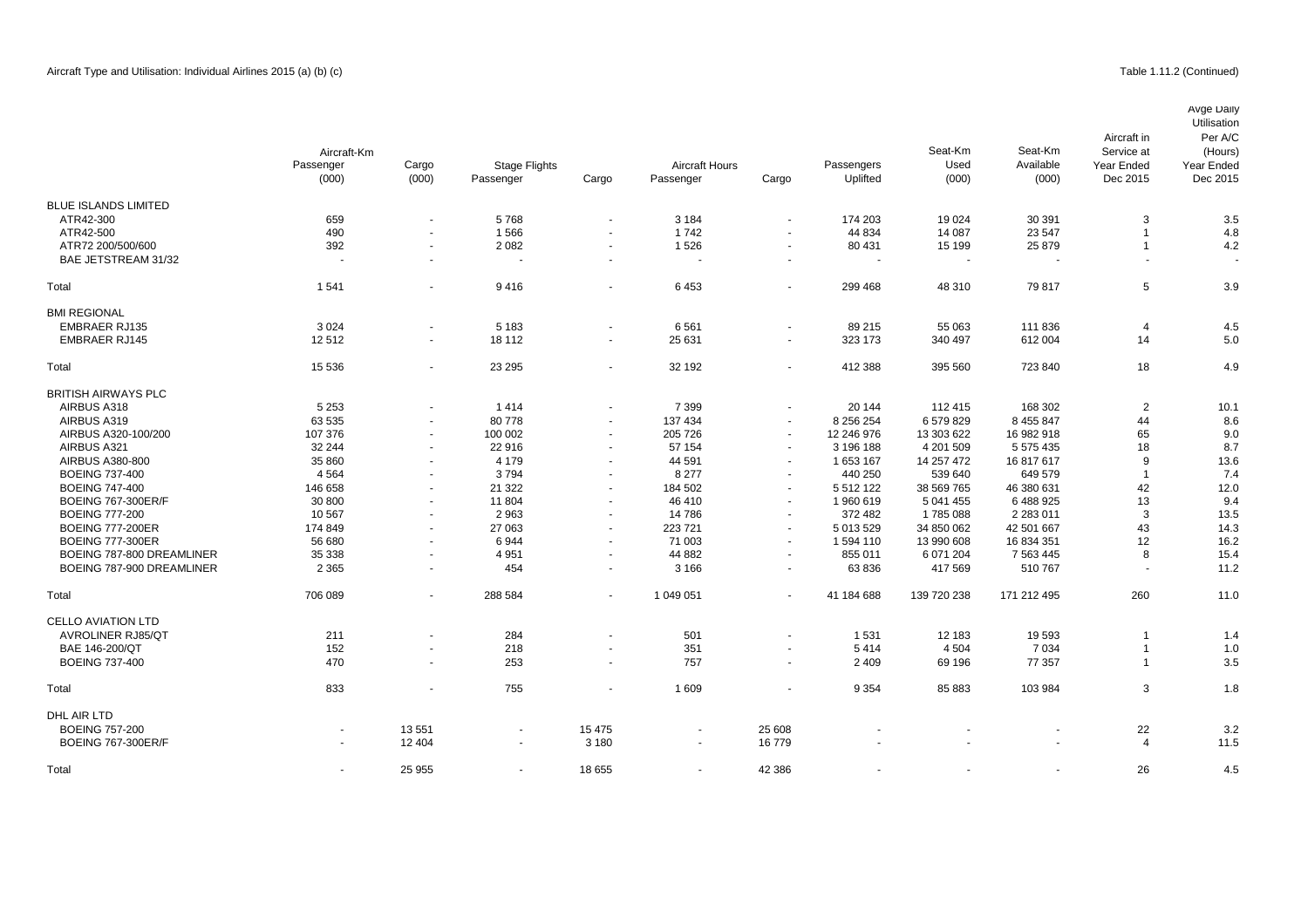Aircraft Type and Utilisation: Individual Airlines 2015 (a) (b) (c)

Table 1.11.2 (Continued)

| | Aircraft-Km Passenger (000) | Cargo (000) | Stage Flights Passenger | Cargo | Aircraft Hours Passenger | Cargo | Passengers Uplifted | Seat-Km Used (000) | Seat-Km Available (000) | Aircraft in Service at Year Ended Dec 2015 | Avge Daily Utilisation Per A/C (Hours) Year Ended Dec 2015 |
|---|---|---|---|---|---|---|---|---|---|---|---|
| BLUE ISLANDS LIMITED | | | | | | | | | | | |
| ATR42-300 | 659 | - | 5 768 | - | 3 184 | - | 174 203 | 19 024 | 30 391 | 3 | 3.5 |
| ATR42-500 | 490 | - | 1 566 | - | 1 742 | - | 44 834 | 14 087 | 23 547 | 1 | 4.8 |
| ATR72 200/500/600 | 392 | - | 2 082 | - | 1 526 | - | 80 431 | 15 199 | 25 879 | 1 | 4.2 |
| BAE JETSTREAM 31/32 | - | - | - | - | - | - | - | - | - | - | - |
| Total | 1 541 | - | 9 416 | - | 6 453 | - | 299 468 | 48 310 | 79 817 | 5 | 3.9 |
| BMI REGIONAL | | | | | | | | | | | |
| EMBRAER RJ135 | 3 024 | - | 5 183 | - | 6 561 | - | 89 215 | 55 063 | 111 836 | 4 | 4.5 |
| EMBRAER RJ145 | 12 512 | - | 18 112 | - | 25 631 | - | 323 173 | 340 497 | 612 004 | 14 | 5.0 |
| Total | 15 536 | - | 23 295 | - | 32 192 | - | 412 388 | 395 560 | 723 840 | 18 | 4.9 |
| BRITISH AIRWAYS PLC | | | | | | | | | | | |
| AIRBUS A318 | 5 253 | - | 1 414 | - | 7 399 | - | 20 144 | 112 415 | 168 302 | 2 | 10.1 |
| AIRBUS A319 | 63 535 | - | 80 778 | - | 137 434 | - | 8 256 254 | 6 579 829 | 8 455 847 | 44 | 8.6 |
| AIRBUS A320-100/200 | 107 376 | - | 100 002 | - | 205 726 | - | 12 246 976 | 13 303 622 | 16 982 918 | 65 | 9.0 |
| AIRBUS A321 | 32 244 | - | 22 916 | - | 57 154 | - | 3 196 188 | 4 201 509 | 5 575 435 | 18 | 8.7 |
| AIRBUS A380-800 | 35 860 | - | 4 179 | - | 44 591 | - | 1 653 167 | 14 257 472 | 16 817 617 | 9 | 13.6 |
| BOEING 737-400 | 4 564 | - | 3 794 | - | 8 277 | - | 440 250 | 539 640 | 649 579 | 1 | 7.4 |
| BOEING 747-400 | 146 658 | - | 21 322 | - | 184 502 | - | 5 512 122 | 38 569 765 | 46 380 631 | 42 | 12.0 |
| BOEING 767-300ER/F | 30 800 | - | 11 804 | - | 46 410 | - | 1 960 619 | 5 041 455 | 6 488 925 | 13 | 9.4 |
| BOEING 777-200 | 10 567 | - | 2 963 | - | 14 786 | - | 372 482 | 1 785 088 | 2 283 011 | 3 | 13.5 |
| BOEING 777-200ER | 174 849 | - | 27 063 | - | 223 721 | - | 5 013 529 | 34 850 062 | 42 501 667 | 43 | 14.3 |
| BOEING 777-300ER | 56 680 | - | 6 944 | - | 71 003 | - | 1 594 110 | 13 990 608 | 16 834 351 | 12 | 16.2 |
| BOEING 787-800 DREAMLINER | 35 338 | - | 4 951 | - | 44 882 | - | 855 011 | 6 071 204 | 7 563 445 | 8 | 15.4 |
| BOEING 787-900 DREAMLINER | 2 365 | - | 454 | - | 3 166 | - | 63 836 | 417 569 | 510 767 | - | 11.2 |
| Total | 706 089 | - | 288 584 | - | 1 049 051 | - | 41 184 688 | 139 720 238 | 171 212 495 | 260 | 11.0 |
| CELLO AVIATION LTD | | | | | | | | | | | |
| AVROLINER RJ85/QT | 211 | - | 284 | - | 501 | - | 1 531 | 12 183 | 19 593 | 1 | 1.4 |
| BAE 146-200/QT | 152 | - | 218 | - | 351 | - | 5 414 | 4 504 | 7 034 | 1 | 1.0 |
| BOEING 737-400 | 470 | - | 253 | - | 757 | - | 2 409 | 69 196 | 77 357 | 1 | 3.5 |
| Total | 833 | - | 755 | - | 1 609 | - | 9 354 | 85 883 | 103 984 | 3 | 1.8 |
| DHL AIR LTD | | | | | | | | | | | |
| BOEING 757-200 | - | 13 551 | - | 15 475 | - | 25 608 | - | - | - | 22 | 3.2 |
| BOEING 767-300ER/F | - | 12 404 | - | 3 180 | - | 16 779 | - | - | - | 4 | 11.5 |
| Total | - | 25 955 | - | 18 655 | - | 42 386 | - | - | - | 26 | 4.5 |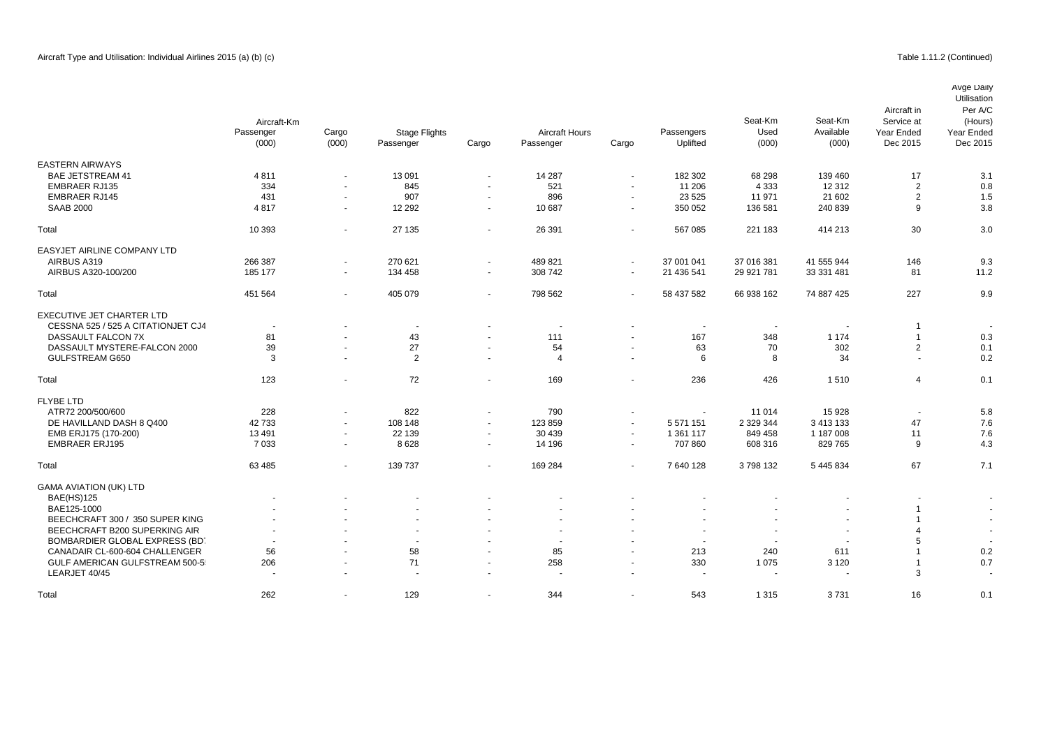Aircraft Type and Utilisation: Individual Airlines 2015 (a) (b) (c)

Table 1.11.2 (Continued)

| | Aircraft-Km Passenger (000) | Aircraft-Km Cargo (000) | Stage Flights Passenger | Stage Flights Cargo | Aircraft Hours Passenger | Aircraft Hours Cargo | Passengers Uplifted | Seat-Km Used (000) | Seat-Km Available (000) | Aircraft in Service at Year Ended Dec 2015 | Avge Daily Utilisation Per A/C (Hours) Year Ended Dec 2015 |
|---|---|---|---|---|---|---|---|---|---|---|---|
| EASTERN AIRWAYS | | | | | | | | | | | |
| BAE JETSTREAM 41 | 4 811 | - | 13 091 | - | 14 287 | - | 182 302 | 68 298 | 139 460 | 17 | 3.1 |
| EMBRAER RJ135 | 334 | - | 845 | - | 521 | - | 11 206 | 4 333 | 12 312 | 2 | 0.8 |
| EMBRAER RJ145 | 431 | - | 907 | - | 896 | - | 23 525 | 11 971 | 21 602 | 2 | 1.5 |
| SAAB 2000 | 4 817 | - | 12 292 | - | 10 687 | - | 350 052 | 136 581 | 240 839 | 9 | 3.8 |
| Total | 10 393 | - | 27 135 | - | 26 391 | - | 567 085 | 221 183 | 414 213 | 30 | 3.0 |
| EASYJET AIRLINE COMPANY LTD | | | | | | | | | | | |
| AIRBUS A319 | 266 387 | - | 270 621 | - | 489 821 | - | 37 001 041 | 37 016 381 | 41 555 944 | 146 | 9.3 |
| AIRBUS A320-100/200 | 185 177 | - | 134 458 | - | 308 742 | - | 21 436 541 | 29 921 781 | 33 331 481 | 81 | 11.2 |
| Total | 451 564 | - | 405 079 | - | 798 562 | - | 58 437 582 | 66 938 162 | 74 887 425 | 227 | 9.9 |
| EXECUTIVE JET CHARTER LTD | | | | | | | | | | | |
| CESSNA 525 / 525 A CITATIONJET CJ4 | - | - | - | - | - | - | - | - | - | 1 | - |
| DASSAULT FALCON 7X | 81 | - | 43 | - | 111 | - | 167 | 348 | 1 174 | 1 | 0.3 |
| DASSAULT MYSTERE-FALCON 2000 | 39 | - | 27 | - | 54 | - | 63 | 70 | 302 | 2 | 0.1 |
| GULFSTREAM G650 | 3 | - | 2 | - | 4 | - | 6 | 8 | 34 | - | 0.2 |
| Total | 123 | - | 72 | - | 169 | - | 236 | 426 | 1 510 | 4 | 0.1 |
| FLYBE LTD | | | | | | | | | | | |
| ATR72 200/500/600 | 228 | - | 822 | - | 790 | - | - | 11 014 | 15 928 | - | 5.8 |
| DE HAVILLAND DASH 8 Q400 | 42 733 | - | 108 148 | - | 123 859 | - | 5 571 151 | 2 329 344 | 3 413 133 | 47 | 7.6 |
| EMB ERJ175 (170-200) | 13 491 | - | 22 139 | - | 30 439 | - | 1 361 117 | 849 458 | 1 187 008 | 11 | 7.6 |
| EMBRAER ERJ195 | 7 033 | - | 8 628 | - | 14 196 | - | 707 860 | 608 316 | 829 765 | 9 | 4.3 |
| Total | 63 485 | - | 139 737 | - | 169 284 | - | 7 640 128 | 3 798 132 | 5 445 834 | 67 | 7.1 |
| GAMA AVIATION (UK) LTD | | | | | | | | | | | |
| BAE(HS)125 | - | - | - | - | - | - | - | - | - | - | - |
| BAE125-1000 | - | - | - | - | - | - | - | - | - | 1 | - |
| BEECHCRAFT 300 / 350 SUPER KING | - | - | - | - | - | - | - | - | - | 1 | - |
| BEECHCRAFT B200 SUPERKING AIR | - | - | - | - | - | - | - | - | - | 4 | - |
| BOMBARDIER GLOBAL EXPRESS (BD | - | - | - | - | - | - | - | - | - | 5 | - |
| CANADAIR CL-600-604 CHALLENGER | 56 | - | 58 | - | 85 | - | 213 | 240 | 611 | 1 | 0.2 |
| GULF AMERICAN GULFSTREAM 500-5 | 206 | - | 71 | - | 258 | - | 330 | 1 075 | 3 120 | 1 | 0.7 |
| LEARJET 40/45 | - | - | - | - | - | - | - | - | - | 3 | - |
| Total | 262 | - | 129 | - | 344 | - | 543 | 1 315 | 3 731 | 16 | 0.1 |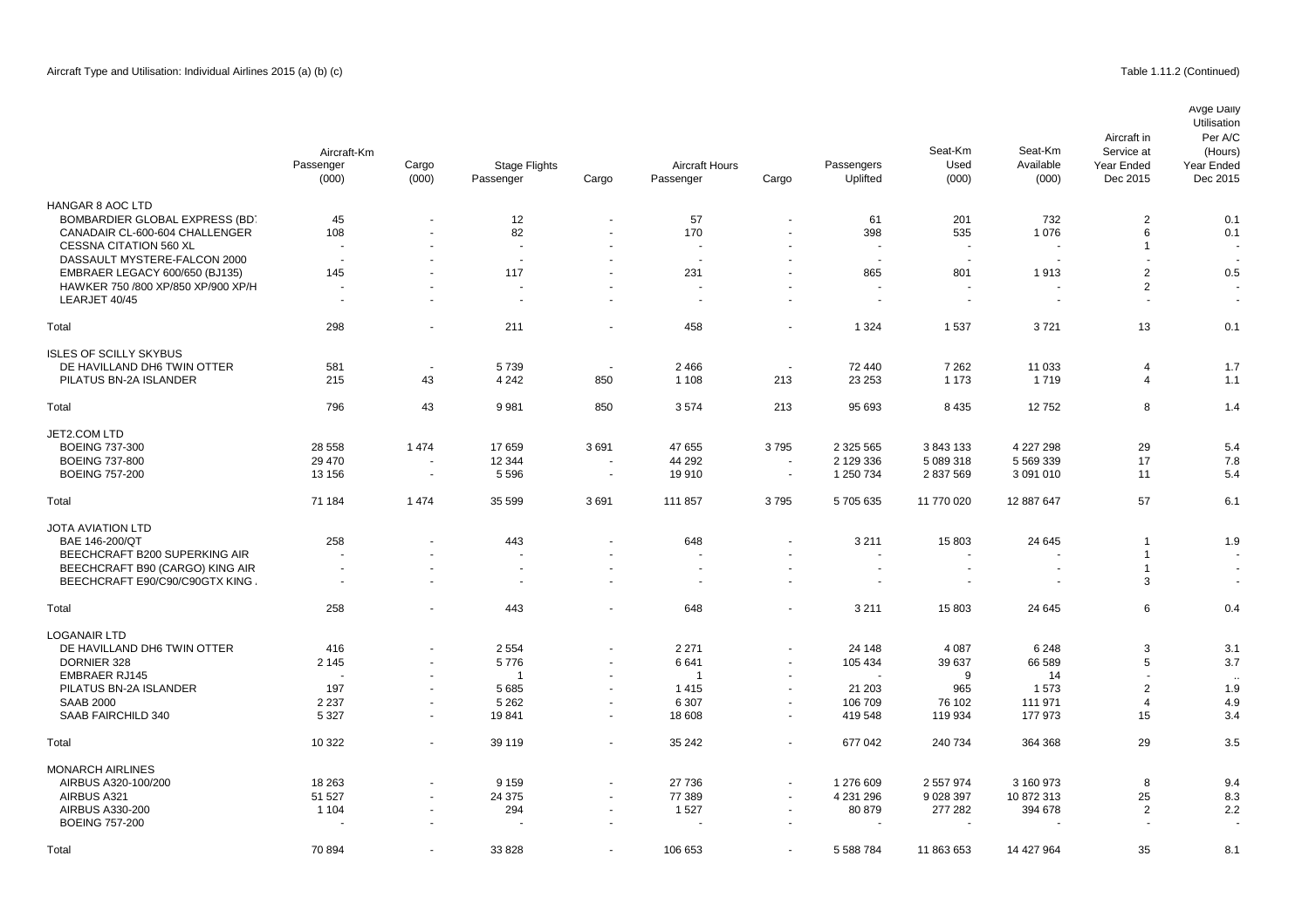Aircraft Type and Utilisation: Individual Airlines 2015 (a) (b) (c)

Table 1.11.2 (Continued)

| | Aircraft-Km Passenger (000) | Cargo (000) | Stage Flights Passenger | Cargo | Aircraft Hours Passenger | Cargo | Passengers Uplifted | Seat-Km Used (000) | Seat-Km Available (000) | Aircraft in Service at Year Ended Dec 2015 | Avge Daily Utilisation Per A/C (Hours) Year Ended Dec 2015 |
|---|---|---|---|---|---|---|---|---|---|---|---|
| HANGAR 8 AOC LTD | | | | | | | | | | | |
| BOMBARDIER GLOBAL EXPRESS (BD | 45 | - | 12 | - | 57 | - | 61 | 201 | 732 | 2 | 0.1 |
| CANADAIR CL-600-604 CHALLENGER | 108 | - | 82 | - | 170 | - | 398 | 535 | 1 076 | 6 | 0.1 |
| CESSNA CITATION 560 XL | - | - | - | - | - | - | - | - | - | 1 | - |
| DASSAULT MYSTERE-FALCON 2000 | - | - | - | - | - | - | - | - | - | - | - |
| EMBRAER LEGACY 600/650 (BJ135) | 145 | - | 117 | - | 231 | - | 865 | 801 | 1 913 | 2 | 0.5 |
| HAWKER 750 /800 XP/850 XP/900 XP/H | - | - | - | - | - | - | - | - | - | 2 | - |
| LEARJET 40/45 | - | - | - | - | - | - | - | - | - | - | - |
| Total | 298 | - | 211 | - | 458 | - | 1 324 | 1 537 | 3 721 | 13 | 0.1 |
| ISLES OF SCILLY SKYBUS | | | | | | | | | | | |
| DE HAVILLAND DH6 TWIN OTTER | 581 | - | 5 739 | - | 2 466 | - | 72 440 | 7 262 | 11 033 | 4 | 1.7 |
| PILATUS BN-2A ISLANDER | 215 | 43 | 4 242 | 850 | 1 108 | 213 | 23 253 | 1 173 | 1 719 | 4 | 1.1 |
| Total | 796 | 43 | 9 981 | 850 | 3 574 | 213 | 95 693 | 8 435 | 12 752 | 8 | 1.4 |
| JET2.COM LTD | | | | | | | | | | | |
| BOEING 737-300 | 28 558 | 1 474 | 17 659 | 3 691 | 47 655 | 3 795 | 2 325 565 | 3 843 133 | 4 227 298 | 29 | 5.4 |
| BOEING 737-800 | 29 470 | - | 12 344 | - | 44 292 | - | 2 129 336 | 5 089 318 | 5 569 339 | 17 | 7.8 |
| BOEING 757-200 | 13 156 | - | 5 596 | - | 19 910 | - | 1 250 734 | 2 837 569 | 3 091 010 | 11 | 5.4 |
| Total | 71 184 | 1 474 | 35 599 | 3 691 | 111 857 | 3 795 | 5 705 635 | 11 770 020 | 12 887 647 | 57 | 6.1 |
| JOTA AVIATION LTD | | | | | | | | | | | |
| BAE 146-200/QT | 258 | - | 443 | - | 648 | - | 3 211 | 15 803 | 24 645 | 1 | 1.9 |
| BEECHCRAFT B200 SUPERKING AIR | - | - | - | - | - | - | - | - | - | 1 | - |
| BEECHCRAFT B90 (CARGO) KING AIR | - | - | - | - | - | - | - | - | - | 1 | - |
| BEECHCRAFT E90/C90/C90GTX KING | - | - | - | - | - | - | - | - | - | 3 | - |
| Total | 258 | - | 443 | - | 648 | - | 3 211 | 15 803 | 24 645 | 6 | 0.4 |
| LOGANAIR LTD | | | | | | | | | | | |
| DE HAVILLAND DH6 TWIN OTTER | 416 | - | 2 554 | - | 2 271 | - | 24 148 | 4 087 | 6 248 | 3 | 3.1 |
| DORNIER 328 | 2 145 | - | 5 776 | - | 6 641 | - | 105 434 | 39 637 | 66 589 | 5 | 3.7 |
| EMBRAER RJ145 | - | - | 1 | - | 1 | - | - | 9 | 14 | - | .. |
| PILATUS BN-2A ISLANDER | 197 | - | 5 685 | - | 1 415 | - | 21 203 | 965 | 1 573 | 2 | 1.9 |
| SAAB 2000 | 2 237 | - | 5 262 | - | 6 307 | - | 106 709 | 76 102 | 111 971 | 4 | 4.9 |
| SAAB FAIRCHILD 340 | 5 327 | - | 19 841 | - | 18 608 | - | 419 548 | 119 934 | 177 973 | 15 | 3.4 |
| Total | 10 322 | - | 39 119 | - | 35 242 | - | 677 042 | 240 734 | 364 368 | 29 | 3.5 |
| MONARCH AIRLINES | | | | | | | | | | | |
| AIRBUS A320-100/200 | 18 263 | - | 9 159 | - | 27 736 | - | 1 276 609 | 2 557 974 | 3 160 973 | 8 | 9.4 |
| AIRBUS A321 | 51 527 | - | 24 375 | - | 77 389 | - | 4 231 296 | 9 028 397 | 10 872 313 | 25 | 8.3 |
| AIRBUS A330-200 | 1 104 | - | 294 | - | 1 527 | - | 80 879 | 277 282 | 394 678 | 2 | 2.2 |
| BOEING 757-200 | - | - | - | - | - | - | - | - | - | - | - |
| Total | 70 894 | - | 33 828 | - | 106 653 | - | 5 588 784 | 11 863 653 | 14 427 964 | 35 | 8.1 |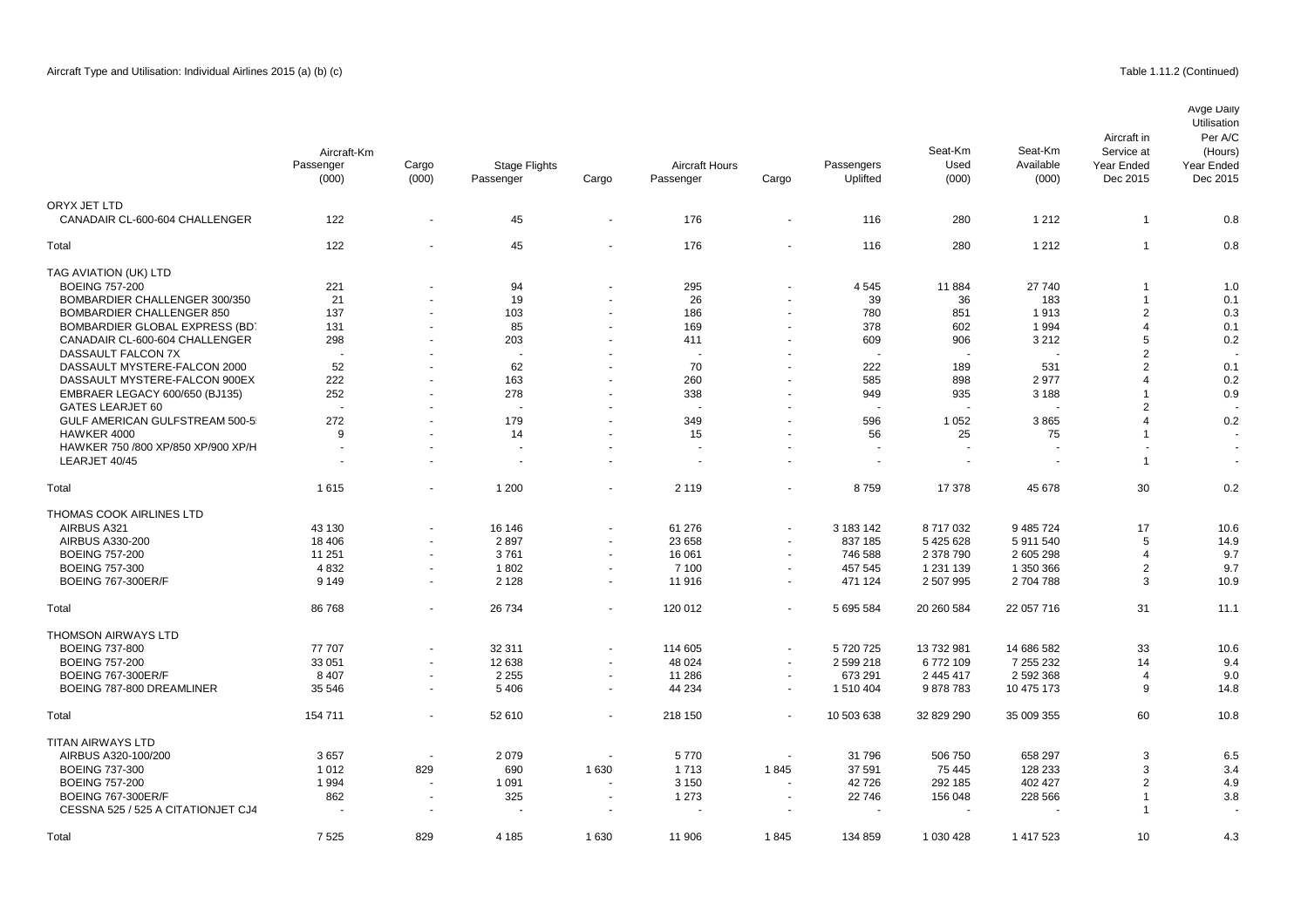Aircraft Type and Utilisation: Individual Airlines 2015 (a) (b) (c)

Table 1.11.2 (Continued)

| | Aircraft-Km Passenger (000) | Cargo (000) | Stage Flights Passenger | Cargo | Aircraft Hours Passenger | Cargo | Passengers Uplifted | Seat-Km Used (000) | Seat-Km Available (000) | Aircraft in Service at Year Ended Dec 2015 | Avge Daily Utilisation Per A/C (Hours) Year Ended Dec 2015 |
|---|---|---|---|---|---|---|---|---|---|---|---|
| ORYX JET LTD | | | | | | | | | | | |
| CANADAIR CL-600-604 CHALLENGER | 122 | - | 45 | - | 176 | - | 116 | 280 | 1 212 | 1 | 0.8 |
| Total | 122 | - | 45 | - | 176 | - | 116 | 280 | 1 212 | 1 | 0.8 |
| TAG AVIATION (UK) LTD | | | | | | | | | | | |
| BOEING 757-200 | 221 | - | 94 | - | 295 | - | 4 545 | 11 884 | 27 740 | 1 | 1.0 |
| BOMBARDIER CHALLENGER 300/350 | 21 | - | 19 | - | 26 | - | 39 | 36 | 183 | 1 | 0.1 |
| BOMBARDIER CHALLENGER 850 | 137 | - | 103 | - | 186 | - | 780 | 851 | 1 913 | 2 | 0.3 |
| BOMBARDIER GLOBAL EXPRESS (BD | 131 | - | 85 | - | 169 | - | 378 | 602 | 1 994 | 4 | 0.1 |
| CANADAIR CL-600-604 CHALLENGER | 298 | - | 203 | - | 411 | - | 609 | 906 | 3 212 | 5 | 0.2 |
| DASSAULT FALCON 7X | - | - | - | - | - | - | - | - | - | 2 | - |
| DASSAULT MYSTERE-FALCON 2000 | 52 | - | 62 | - | 70 | - | 222 | 189 | 531 | 2 | 0.1 |
| DASSAULT MYSTERE-FALCON 900EX | 222 | - | 163 | - | 260 | - | 585 | 898 | 2 977 | 4 | 0.2 |
| EMBRAER LEGACY 600/650 (BJ135) | 252 | - | 278 | - | 338 | - | 949 | 935 | 3 188 | 1 | 0.9 |
| GATES LEARJET 60 | - | - | - | - | - | - | - | - | - | 2 | - |
| GULF AMERICAN GULFSTREAM 500-5 | 272 | - | 179 | - | 349 | - | 596 | 1 052 | 3 865 | 4 | 0.2 |
| HAWKER 4000 | 9 | - | 14 | - | 15 | - | 56 | 25 | 75 | 1 | - |
| HAWKER 750 /800 XP/850 XP/900 XP/H | - | - | - | - | - | - | - | - | - | - | - |
| LEARJET 40/45 | - | - | - | - | - | - | - | - | - | 1 | - |
| Total | 1 615 | - | 1 200 | - | 2 119 | - | 8 759 | 17 378 | 45 678 | 30 | 0.2 |
| THOMAS COOK AIRLINES LTD | | | | | | | | | | | |
| AIRBUS A321 | 43 130 | - | 16 146 | - | 61 276 | - | 3 183 142 | 8 717 032 | 9 485 724 | 17 | 10.6 |
| AIRBUS A330-200 | 18 406 | - | 2 897 | - | 23 658 | - | 837 185 | 5 425 628 | 5 911 540 | 5 | 14.9 |
| BOEING 757-200 | 11 251 | - | 3 761 | - | 16 061 | - | 746 588 | 2 378 790 | 2 605 298 | 4 | 9.7 |
| BOEING 757-300 | 4 832 | - | 1 802 | - | 7 100 | - | 457 545 | 1 231 139 | 1 350 366 | 2 | 9.7 |
| BOEING 767-300ER/F | 9 149 | - | 2 128 | - | 11 916 | - | 471 124 | 2 507 995 | 2 704 788 | 3 | 10.9 |
| Total | 86 768 | - | 26 734 | - | 120 012 | - | 5 695 584 | 20 260 584 | 22 057 716 | 31 | 11.1 |
| THOMSON AIRWAYS LTD | | | | | | | | | | | |
| BOEING 737-800 | 77 707 | - | 32 311 | - | 114 605 | - | 5 720 725 | 13 732 981 | 14 686 582 | 33 | 10.6 |
| BOEING 757-200 | 33 051 | - | 12 638 | - | 48 024 | - | 2 599 218 | 6 772 109 | 7 255 232 | 14 | 9.4 |
| BOEING 767-300ER/F | 8 407 | - | 2 255 | - | 11 286 | - | 673 291 | 2 445 417 | 2 592 368 | 4 | 9.0 |
| BOEING 787-800 DREAMLINER | 35 546 | - | 5 406 | - | 44 234 | - | 1 510 404 | 9 878 783 | 10 475 173 | 9 | 14.8 |
| Total | 154 711 | - | 52 610 | - | 218 150 | - | 10 503 638 | 32 829 290 | 35 009 355 | 60 | 10.8 |
| TITAN AIRWAYS LTD | | | | | | | | | | | |
| AIRBUS A320-100/200 | 3 657 | - | 2 079 | - | 5 770 | - | 31 796 | 506 750 | 658 297 | 3 | 6.5 |
| BOEING 737-300 | 1 012 | 829 | 690 | 1 630 | 1 713 | 1 845 | 37 591 | 75 445 | 128 233 | 3 | 3.4 |
| BOEING 757-200 | 1 994 | - | 1 091 | - | 3 150 | - | 42 726 | 292 185 | 402 427 | 2 | 4.9 |
| BOEING 767-300ER/F | 862 | - | 325 | - | 1 273 | - | 22 746 | 156 048 | 228 566 | 1 | 3.8 |
| CESSNA 525 / 525 A CITATIONJET CJ4 | - | - | - | - | - | - | - | - | - | 1 | - |
| Total | 7 525 | 829 | 4 185 | 1 630 | 11 906 | 1 845 | 134 859 | 1 030 428 | 1 417 523 | 10 | 4.3 |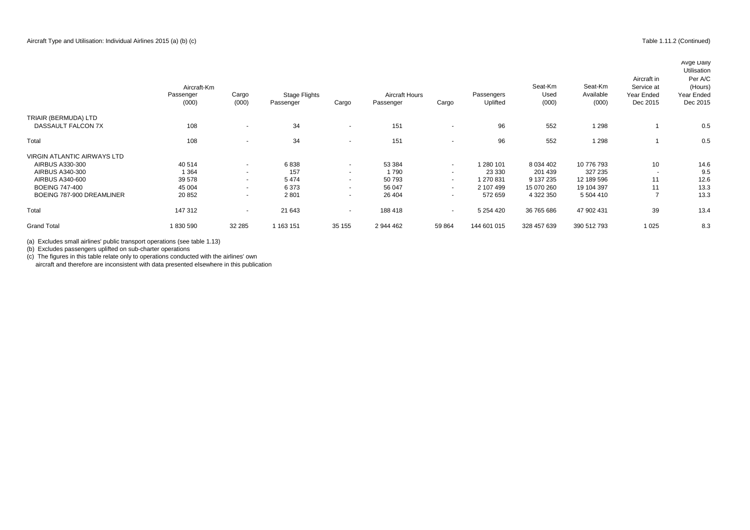Aircraft Type and Utilisation: Individual Airlines 2015 (a) (b) (c)

Table 1.11.2 (Continued)

| | Aircraft-Km Passenger (000) | Cargo (000) | Stage Flights Passenger | Cargo | Aircraft Hours Passenger | Cargo | Passengers Uplifted | Seat-Km Used (000) | Seat-Km Available (000) | Aircraft in Service at Year Ended Dec 2015 | Avge Daily Utilisation Per A/C (Hours) Year Ended Dec 2015 |
|---|---|---|---|---|---|---|---|---|---|---|---|
| TRIAIR (BERMUDA) LTD | | | | | | | | | | | |
| DASSAULT FALCON 7X | 108 | - | 34 | - | 151 | - | 96 | 552 | 1 298 | 1 | 0.5 |
| Total | 108 | - | 34 | - | 151 | - | 96 | 552 | 1 298 | 1 | 0.5 |
| VIRGIN ATLANTIC AIRWAYS LTD | | | | | | | | | | | |
| AIRBUS A330-300 | 40 514 | - | 6 838 | - | 53 384 | - | 1 280 101 | 8 034 402 | 10 776 793 | 10 | 14.6 |
| AIRBUS A340-300 | 1 364 | - | 157 | - | 1 790 | - | 23 330 | 201 439 | 327 235 | - | 9.5 |
| AIRBUS A340-600 | 39 578 | - | 5 474 | - | 50 793 | - | 1 270 831 | 9 137 235 | 12 189 596 | 11 | 12.6 |
| BOEING 747-400 | 45 004 | - | 6 373 | - | 56 047 | - | 2 107 499 | 15 070 260 | 19 104 397 | 11 | 13.3 |
| BOEING 787-900 DREAMLINER | 20 852 | - | 2 801 | - | 26 404 | - | 572 659 | 4 322 350 | 5 504 410 | 7 | 13.3 |
| Total | 147 312 | - | 21 643 | - | 188 418 | - | 5 254 420 | 36 765 686 | 47 902 431 | 39 | 13.4 |
| Grand Total | 1 830 590 | 32 285 | 1 163 151 | 35 155 | 2 944 462 | 59 864 | 144 601 015 | 328 457 639 | 390 512 793 | 1 025 | 8.3 |

(a) Excludes small airlines' public transport operations (see table 1.13)
(b) Excludes passengers uplifted on sub-charter operations
(c) The figures in this table relate only to operations conducted with the airlines' own aircraft and therefore are inconsistent with data presented elsewhere in this publication